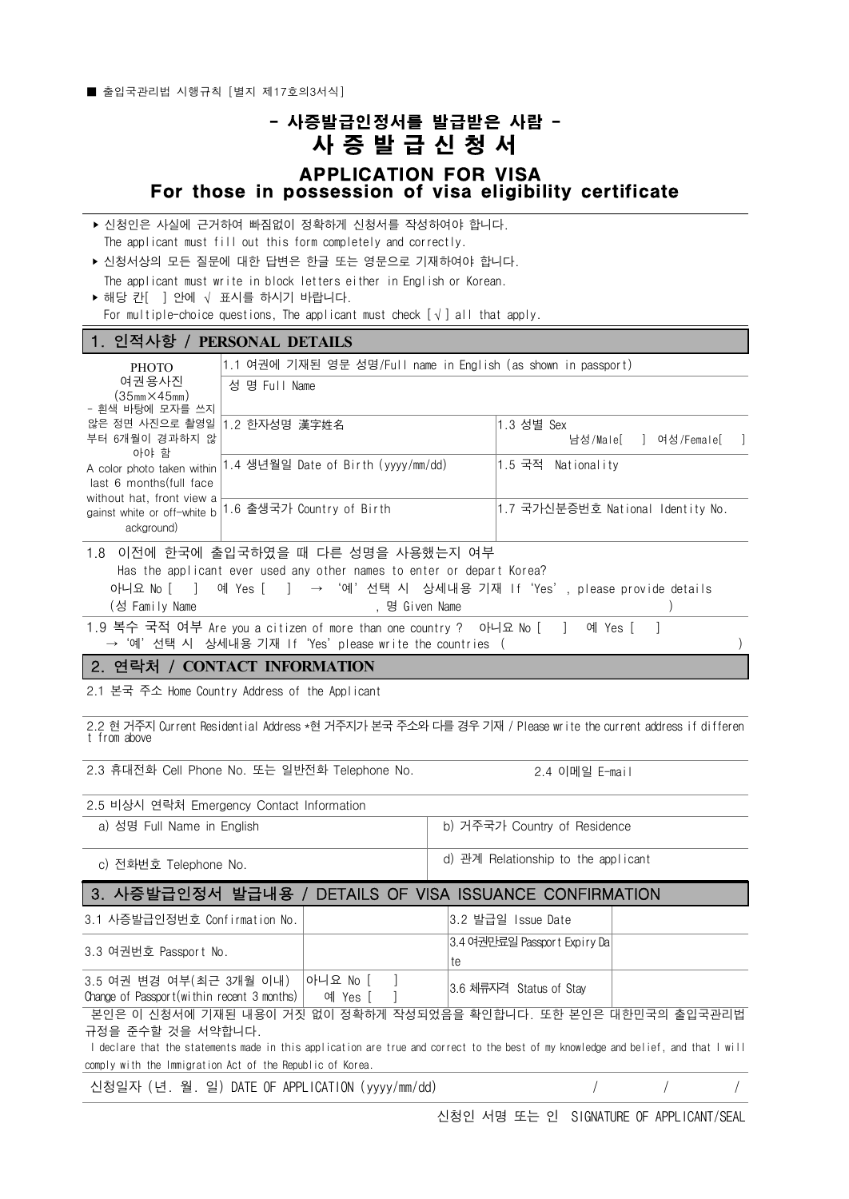■ 출입국관리법 시행규칙 [별지 제17호의3서식]

# - 사증발급인정서를 발급받은 사람 -
# 사 증 발 급 신 청 서

## APPLICATION FOR VISA
## For those in possession of visa eligibility certificate

▶ 신청인은 사실에 근거하여 빠짐없이 정확하게 신청서를 작성하여야 합니다.
The applicant must fill out this form completely and correctly.

▶ 신청서상의 모든 질문에 대한 답변은 한글 또는 영문으로 기재하여야 합니다.
The applicant must write in block letters either in English or Korean.

▶ 해당 칸[ ] 안에 √ 표시를 하시기 바랍니다.
For multiple-choice questions, The applicant must check [√] all that apply.

## 1. 인적사항 / PERSONAL DETAILS

| PHOTO<br>여권용사진<br>(35㎜×45㎜)<br>- 흰색 바탕에 모자를 쓰지 않은 정면 사진으로 촬영일부터 6개월이 경과하지 않아야 함<br>A color photo taken within last 6 months(full face without hat, front view against white or off-white background) | 1.1 여권에 기재된 영문 성명/Full name in English (as shown in passport) | |
|---|---|---|
| | 성 명 Full Name | |
| | 1.2 한자성명 漢字姓名 | 1.3 성별 Sex<br>남성/Male[ ] 여성/Female[ ] |
| | 1.4 생년월일 Date of Birth (yyyy/mm/dd) | 1.5 국적 Nationality |
| | 1.6 출생국가 Country of Birth | 1.7 국가신분증번호 National Identity No. |

1.8 이전에 한국에 출입국하였을 때 다른 성명을 사용했는지 여부
Has the applicant ever used any other names to enter or depart Korea?
아니요 No [ ] 예 Yes [ ] → '예' 선택 시 상세내용 기재 If 'Yes', please provide details
(성 Family Name , 명 Given Name )

1.9 복수 국적 여부 Are you a citizen of more than one country ? 아니요 No [ ] 예 Yes [ ]
→ '예' 선택 시 상세내용 기재 If 'Yes' please write the countries ( )

## 2. 연락처 / CONTACT INFORMATION

2.1 본국 주소 Home Country Address of the Applicant

2.2 현 거주지 Current Residential Address *현 거주지가 본국 주소와 다를 경우 기재 / Please write the current address if different from above

2.3 휴대전화 Cell Phone No. 또는 일반전화 Telephone No. | 2.4 이메일 E-mail

2.5 비상시 연락처 Emergency Contact Information

| a) 성명 Full Name in English | b) 거주국가 Country of Residence |
|---|---|
| c) 전화번호 Telephone No. | d) 관계 Relationship to the applicant |

## 3. 사증발급인정서 발급내용 / DETAILS OF VISA ISSUANCE CONFIRMATION

| 3.1 사증발급인정번호 Confirmation No. | | 3.2 발급일 Issue Date | |
|---|---|---|---|
| 3.3 여권번호 Passport No. | | 3.4 여권만료일 Passport Expiry Date | |
| 3.5 여권 변경 여부(최근 3개월 이내) Change of Passport(within recent 3 months) | 아니요 No [ ]<br>예 Yes [ ] | 3.6 체류자격 Status of Stay | |

본인은 이 신청서에 기재된 내용이 거짓 없이 정확하게 작성되었음을 확인합니다. 또한 본인은 대한민국의 출입국관리법 규정을 준수할 것을 서약합니다.
I declare that the statements made in this application are true and correct to the best of my knowledge and belief, and that I will comply with the Immigration Act of the Republic of Korea.

신청일자 (년. 월. 일) DATE OF APPLICATION (yyyy/mm/dd) / / /

신청인 서명 또는 인 SIGNATURE OF APPLICANT/SEAL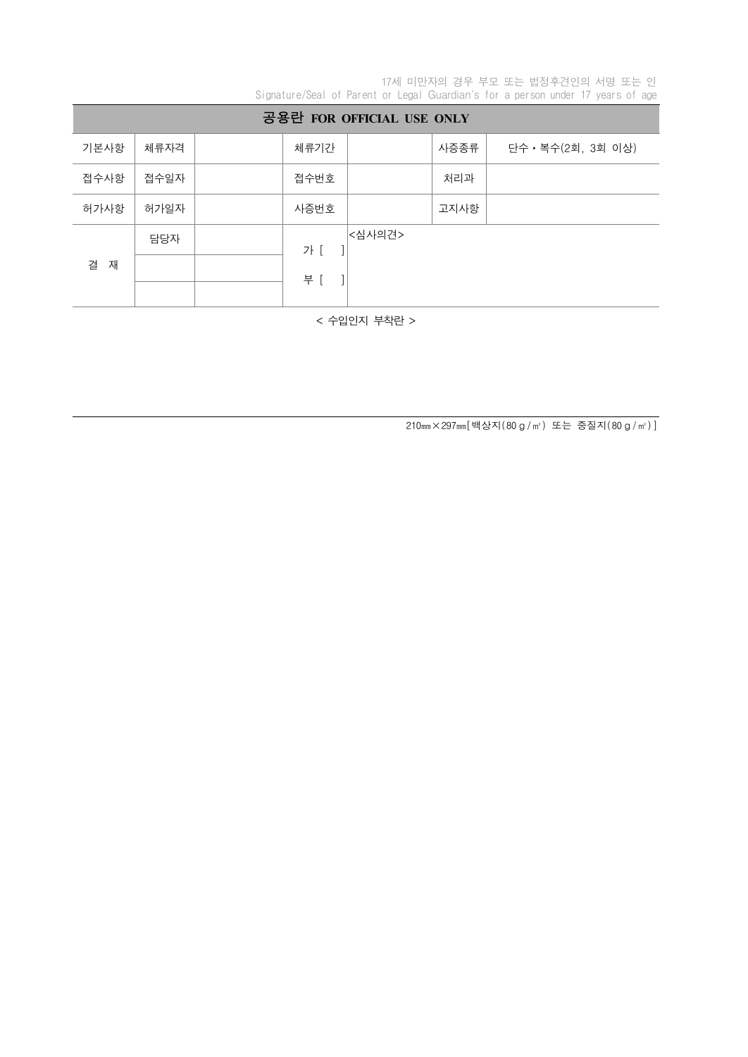17세 미만자의 경우 부모 또는 법정후견인의 서명 또는 인
Signature/Seal of Parent or Legal Guardian's for a person under 17 years of age

| 공용란 FOR OFFICIAL USE ONLY | | | | | | |
|---|---|---|---|---|---|---|
| 기본사항 | 체류자격 | | 체류기간 | | 사증종류 | 단수 · 복수(2회, 3회 이상) |
| 접수사항 | 접수일자 | | 접수번호 | | 처리과 | |
| 허가사항 | 허가일자 | | 사증번호 | | 고지사항 | |
| 결 재 | 담당자 | | 가 [ ]<br>부 [ ] | <심사의견> | | |
| | | | | | | |
| | | | | | | |

< 수입인지 부착란 >

210㎜×297㎜[백상지(80g/㎡) 또는 중질지(80g/㎡)]